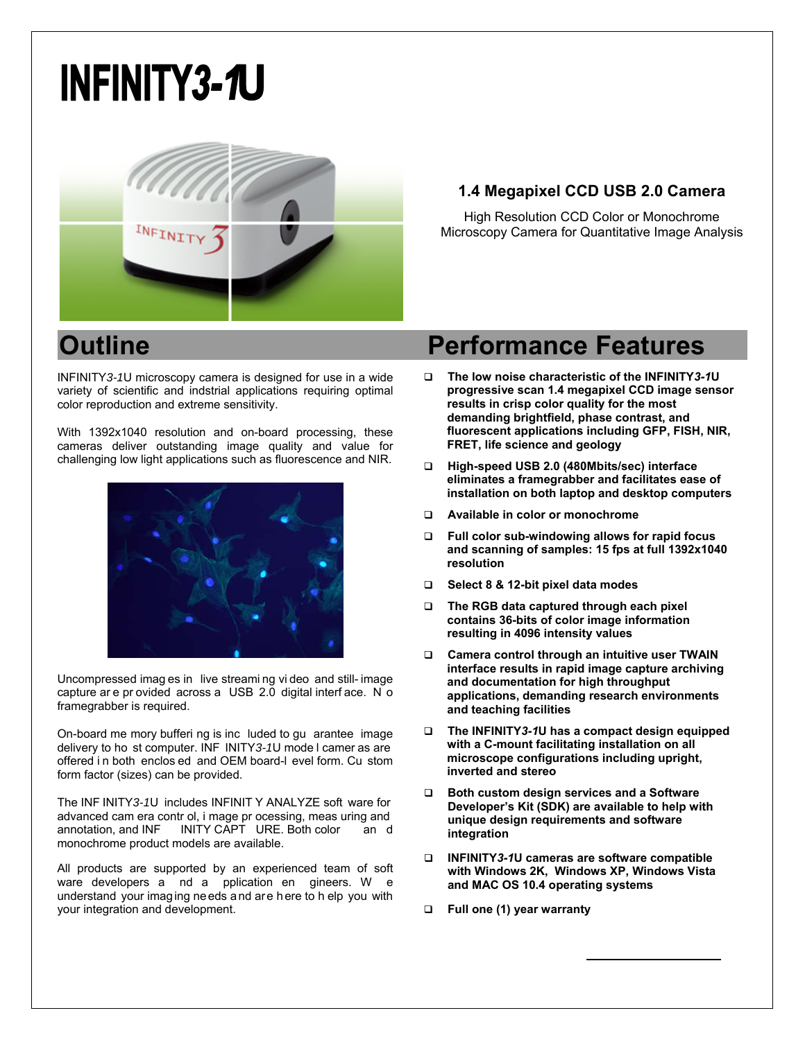# INFINITY3-1U

## 1.4 Megapixel CCD USB 2.0 Camera

High Resolution CCD Color or Monochrome
Microscopy Camera for Quantitative Image Analysis

## Outline

INFINITY*3-1*U microscopy camera is designed for use in a wide variety of scientific and indstrial applications requiring optimal color reproduction and extreme sensitivity.

With 1392x1040 resolution and on-board processing, these cameras deliver outstanding image quality and value for challenging low light applications such as fluorescence and NIR.

Uncompressed images in live streaming video and still-image capture are provided across a USB 2.0 digital interface. No framegrabber is required.

On-board memory buffering is included to guarantee image delivery to host computer. INFINITY*3-1*U model cameras are offered in both enclosed and OEM board-level form. Custom form factor (sizes) can be provided.

The INFINITY*3-1*U includes INFINITY ANALYZE software for advanced camera control, image processing, measuring and annotation, and INFINITY CAPTURE. Both color and monochrome product models are available.

All products are supported by an experienced team of software developers and application engineers. We understand your imaging needs and are here to help you with your integration and development.

## Performance Features

- **The low noise characteristic of the INFINITY*3-1*U progressive scan 1.4 megapixel CCD image sensor results in crisp color quality for the most demanding brightfield, phase contrast, and fluorescent applications including GFP, FISH, NIR, FRET, life science and geology**
- **High-speed USB 2.0 (480Mbits/sec) interface eliminates a framegrabber and facilitates ease of installation on both laptop and desktop computers**
- **Available in color or monochrome**
- **Full color sub-windowing allows for rapid focus and scanning of samples: 15 fps at full 1392x1040 resolution**
- **Select 8 & 12-bit pixel data modes**
- **The RGB data captured through each pixel contains 36-bits of color image information resulting in 4096 intensity values**
- **Camera control through an intuitive user TWAIN interface results in rapid image capture archiving and documentation for high throughput applications, demanding research environments and teaching facilities**
- **The INFINITY*3-1*U has a compact design equipped with a C-mount facilitating installation on all microscope configurations including upright, inverted and stereo**
- **Both custom design services and a Software Developer's Kit (SDK) are available to help with unique design requirements and software integration**
- **INFINITY*3-1*U cameras are software compatible with Windows 2K, Windows XP, Windows Vista and MAC OS 10.4 operating systems**
- **Full one (1) year warranty**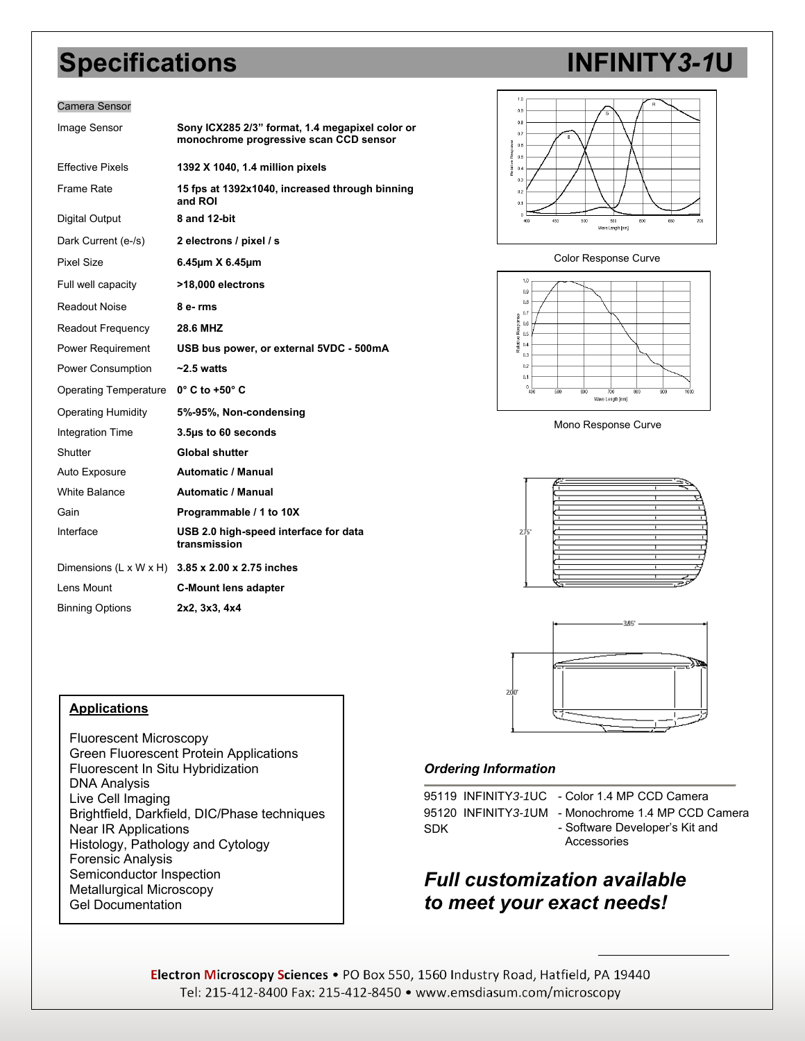# Specifications INFINITY*3-1*U

Camera Sensor

| | |
|---|---|
| Image Sensor | **Sony ICX285 2/3" format, 1.4 megapixel color or monochrome progressive scan CCD sensor** |
| Effective Pixels | **1392 X 1040, 1.4 million pixels** |
| Frame Rate | **15 fps at 1392x1040, increased through binning and ROI** |
| Digital Output | **8 and 12-bit** |
| Dark Current (e-/s) | **2 electrons / pixel / s** |
| Pixel Size | **6.45μm X 6.45μm** |
| Full well capacity | **>18,000 electrons** |
| Readout Noise | **8 e- rms** |
| Readout Frequency | **28.6 MHZ** |
| Power Requirement | **USB bus power, or external 5VDC - 500mA** |
| Power Consumption | **~2.5 watts** |
| Operating Temperature | **0° C to +50° C** |
| Operating Humidity | **5%-95%, Non-condensing** |
| Integration Time | **3.5μs to 60 seconds** |
| Shutter | **Global shutter** |
| Auto Exposure | **Automatic / Manual** |
| White Balance | **Automatic / Manual** |
| Gain | **Programmable / 1 to 10X** |
| Interface | **USB 2.0 high-speed interface for data transmission** |
| Dimensions (L x W x H) | **3.85 x 2.00 x 2.75 inches** |
| Lens Mount | **C-Mount lens adapter** |
| Binning Options | **2x2, 3x3, 4x4** |

Relative Response
1.0
0.9
0.8
0.7
0.6
0.5
0.4
0.3
0.2
0.1
0
B G R
400 450 500 550 600 650 700
Wave Length [nm]

Color Response Curve

Relative Response
1.0
0.9
0.8
0.7
0.6
0.5
0.4
0.3
0.2
0.1
0
400 500 600 700 800 900 1000
Wave Length [nm]

Mono Response Curve

2.75"

3.85"

2.00"

## Applications

Fluorescent Microscopy
Green Fluorescent Protein Applications
Fluorescent In Situ Hybridization
DNA Analysis
Live Cell Imaging
Brightfield, Darkfield, DIC/Phase techniques
Near IR Applications
Histology, Pathology and Cytology
Forensic Analysis
Semiconductor Inspection
Metallurgical Microscopy
Gel Documentation

### *Ordering Information*

| | |
|---|---|
| 95119 INFINITY*3-1*UC | - Color 1.4 MP CCD Camera |
| 95120 INFINITY*3-1*UM | - Monochrome 1.4 MP CCD Camera |
| SDK | - Software Developer's Kit and Accessories |

***Full customization available to meet your exact needs!***

**Electron Microscopy Sciences** • PO Box 550, 1560 Industry Road, Hatfield, PA 19440
Tel: 215-412-8400 Fax: 215-412-8450 • www.emsdiasum.com/microscopy